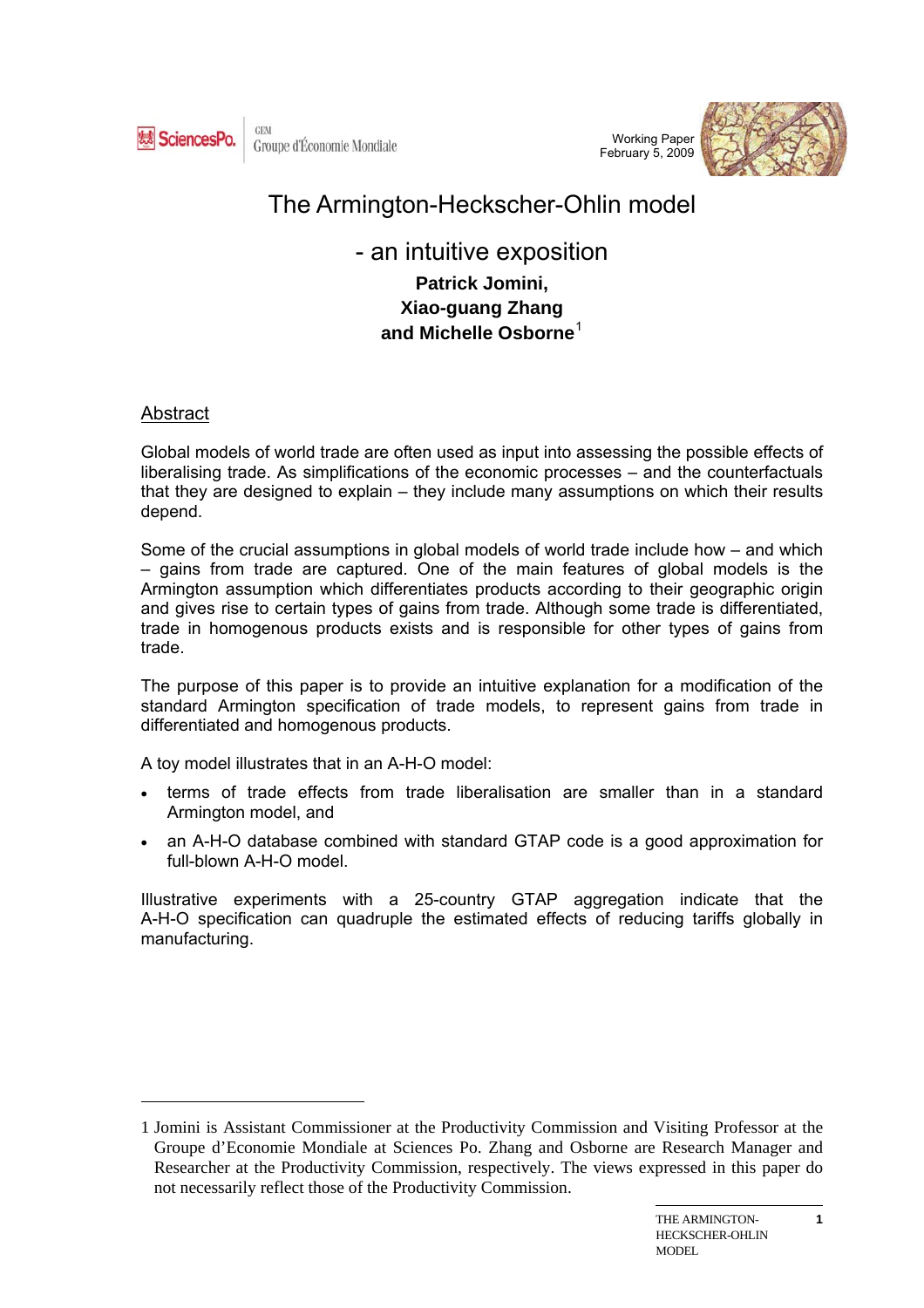SciencesPo. GEM Groupe d'Économie Mondiale

Working Paper
February 5, 2009

# The Armington-Heckscher-Ohlin model

## - an intuitive exposition

**Patrick Jomini,**
**Xiao-guang Zhang**
**and Michelle Osborne**[1]

## Abstract

Global models of world trade are often used as input into assessing the possible effects of liberalising trade. As simplifications of the economic processes – and the counterfactuals that they are designed to explain – they include many assumptions on which their results depend.

Some of the crucial assumptions in global models of world trade include how – and which – gains from trade are captured. One of the main features of global models is the Armington assumption which differentiates products according to their geographic origin and gives rise to certain types of gains from trade. Although some trade is differentiated, trade in homogenous products exists and is responsible for other types of gains from trade.

The purpose of this paper is to provide an intuitive explanation for a modification of the standard Armington specification of trade models, to represent gains from trade in differentiated and homogenous products.

A toy model illustrates that in an A-H-O model:

- terms of trade effects from trade liberalisation are smaller than in a standard Armington model, and
- an A-H-O database combined with standard GTAP code is a good approximation for full-blown A-H-O model.

Illustrative experiments with a 25-country GTAP aggregation indicate that the A-H-O specification can quadruple the estimated effects of reducing tariffs globally in manufacturing.

---

1 Jomini is Assistant Commissioner at the Productivity Commission and Visiting Professor at the Groupe d'Economie Mondiale at Sciences Po. Zhang and Osborne are Research Manager and Researcher at the Productivity Commission, respectively. The views expressed in this paper do not necessarily reflect those of the Productivity Commission.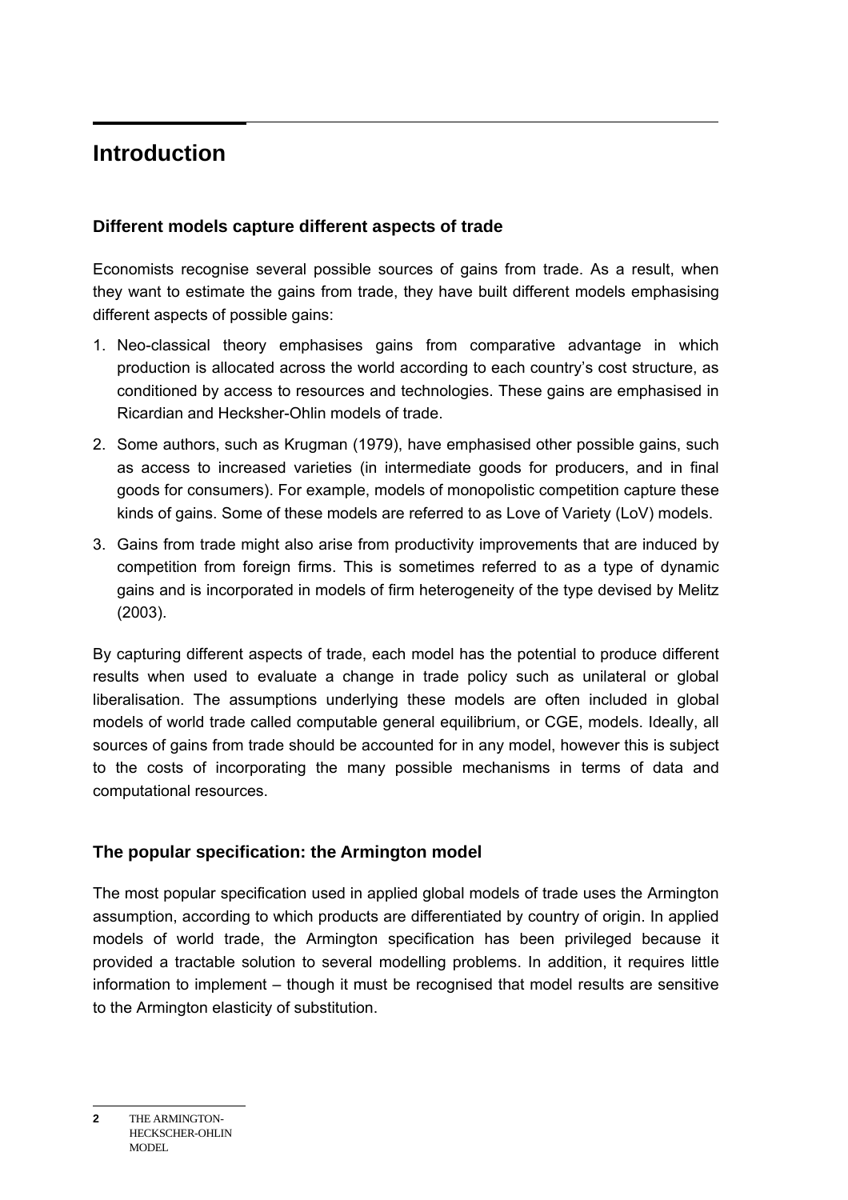# Introduction

## Different models capture different aspects of trade

Economists recognise several possible sources of gains from trade. As a result, when they want to estimate the gains from trade, they have built different models emphasising different aspects of possible gains:

1. Neo-classical theory emphasises gains from comparative advantage in which production is allocated across the world according to each country's cost structure, as conditioned by access to resources and technologies. These gains are emphasised in Ricardian and Hecksher-Ohlin models of trade.
2. Some authors, such as Krugman (1979), have emphasised other possible gains, such as access to increased varieties (in intermediate goods for producers, and in final goods for consumers). For example, models of monopolistic competition capture these kinds of gains. Some of these models are referred to as Love of Variety (LoV) models.
3. Gains from trade might also arise from productivity improvements that are induced by competition from foreign firms. This is sometimes referred to as a type of dynamic gains and is incorporated in models of firm heterogeneity of the type devised by Melitz (2003).

By capturing different aspects of trade, each model has the potential to produce different results when used to evaluate a change in trade policy such as unilateral or global liberalisation. The assumptions underlying these models are often included in global models of world trade called computable general equilibrium, or CGE, models. Ideally, all sources of gains from trade should be accounted for in any model, however this is subject to the costs of incorporating the many possible mechanisms in terms of data and computational resources.

## The popular specification: the Armington model

The most popular specification used in applied global models of trade uses the Armington assumption, according to which products are differentiated by country of origin. In applied models of world trade, the Armington specification has been privileged because it provided a tractable solution to several modelling problems. In addition, it requires little information to implement – though it must be recognised that model results are sensitive to the Armington elasticity of substitution.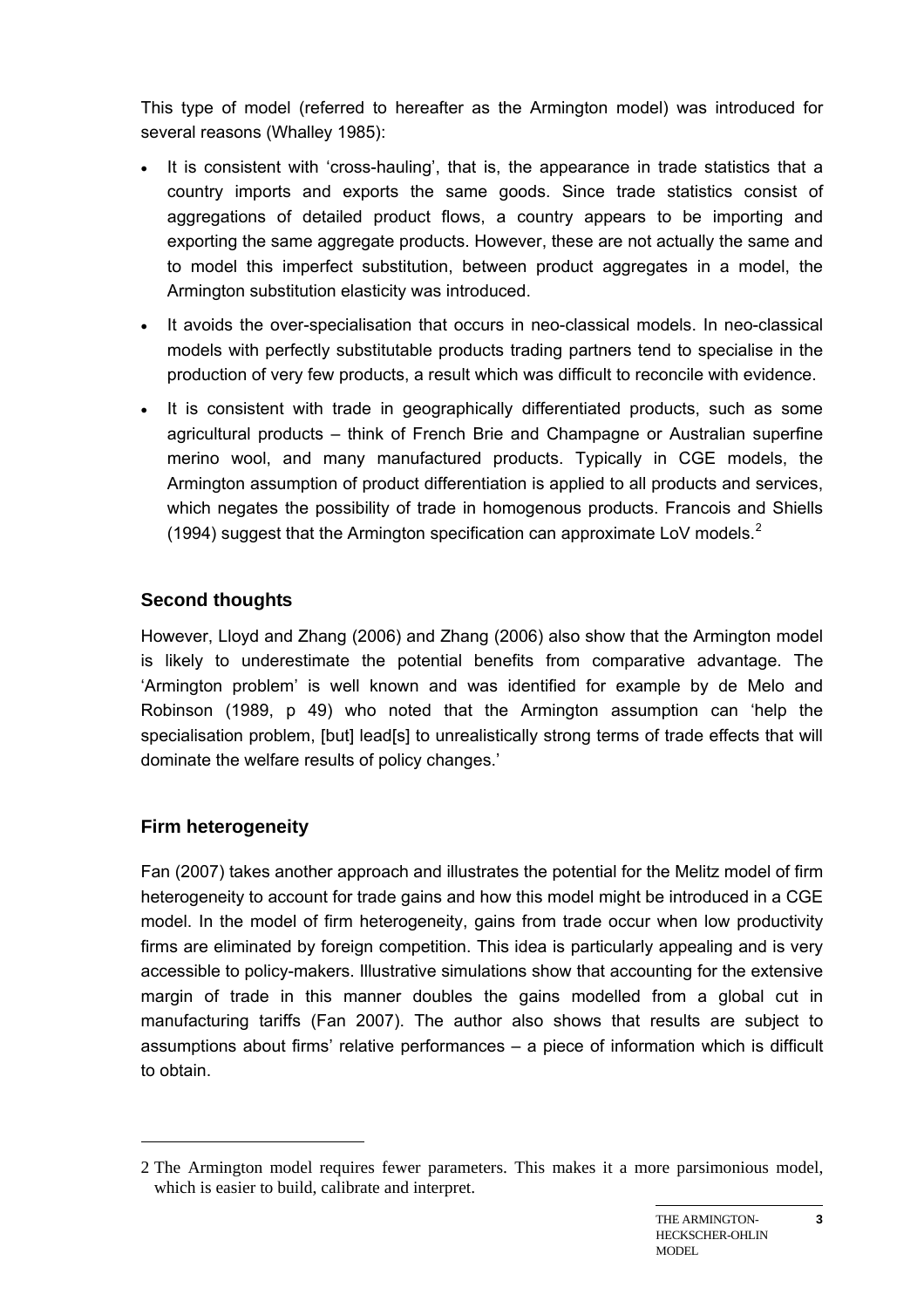This type of model (referred to hereafter as the Armington model) was introduced for several reasons (Whalley 1985):

- It is consistent with 'cross-hauling', that is, the appearance in trade statistics that a country imports and exports the same goods. Since trade statistics consist of aggregations of detailed product flows, a country appears to be importing and exporting the same aggregate products. However, these are not actually the same and to model this imperfect substitution, between product aggregates in a model, the Armington substitution elasticity was introduced.
- It avoids the over-specialisation that occurs in neo-classical models. In neo-classical models with perfectly substitutable products trading partners tend to specialise in the production of very few products, a result which was difficult to reconcile with evidence.
- It is consistent with trade in geographically differentiated products, such as some agricultural products – think of French Brie and Champagne or Australian superfine merino wool, and many manufactured products. Typically in CGE models, the Armington assumption of product differentiation is applied to all products and services, which negates the possibility of trade in homogenous products. Francois and Shiells (1994) suggest that the Armington specification can approximate LoV models.[2]

### Second thoughts

However, Lloyd and Zhang (2006) and Zhang (2006) also show that the Armington model is likely to underestimate the potential benefits from comparative advantage. The 'Armington problem' is well known and was identified for example by de Melo and Robinson (1989, p 49) who noted that the Armington assumption can 'help the specialisation problem, [but] lead[s] to unrealistically strong terms of trade effects that will dominate the welfare results of policy changes.'

### Firm heterogeneity

Fan (2007) takes another approach and illustrates the potential for the Melitz model of firm heterogeneity to account for trade gains and how this model might be introduced in a CGE model. In the model of firm heterogeneity, gains from trade occur when low productivity firms are eliminated by foreign competition. This idea is particularly appealing and is very accessible to policy-makers. Illustrative simulations show that accounting for the extensive margin of trade in this manner doubles the gains modelled from a global cut in manufacturing tariffs (Fan 2007). The author also shows that results are subject to assumptions about firms' relative performances – a piece of information which is difficult to obtain.

---

2 The Armington model requires fewer parameters. This makes it a more parsimonious model, which is easier to build, calibrate and interpret.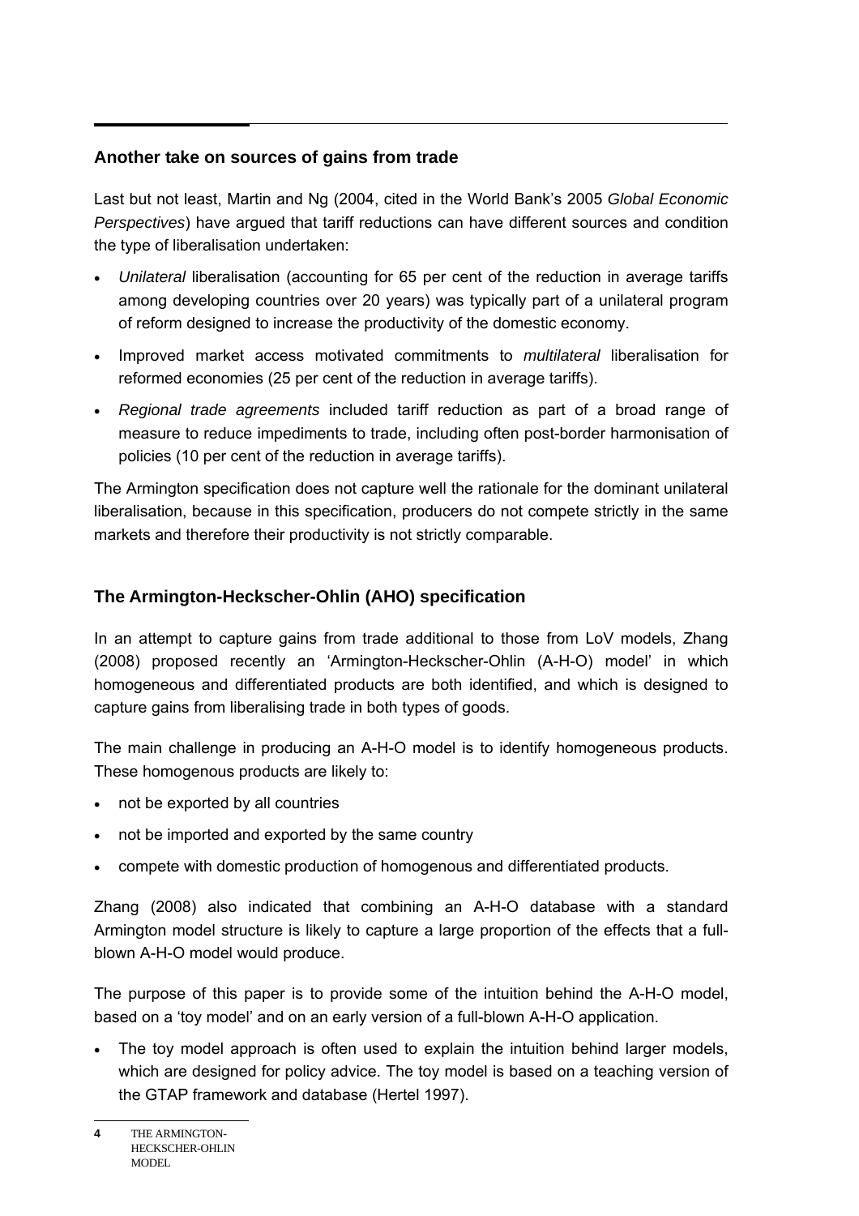## Another take on sources of gains from trade

Last but not least, Martin and Ng (2004, cited in the World Bank's 2005 *Global Economic Perspectives*) have argued that tariff reductions can have different sources and condition the type of liberalisation undertaken:

- *Unilateral* liberalisation (accounting for 65 per cent of the reduction in average tariffs among developing countries over 20 years) was typically part of a unilateral program of reform designed to increase the productivity of the domestic economy.
- Improved market access motivated commitments to *multilateral* liberalisation for reformed economies (25 per cent of the reduction in average tariffs).
- *Regional trade agreements* included tariff reduction as part of a broad range of measure to reduce impediments to trade, including often post-border harmonisation of policies (10 per cent of the reduction in average tariffs).

The Armington specification does not capture well the rationale for the dominant unilateral liberalisation, because in this specification, producers do not compete strictly in the same markets and therefore their productivity is not strictly comparable.

## The Armington-Heckscher-Ohlin (AHO) specification

In an attempt to capture gains from trade additional to those from LoV models, Zhang (2008) proposed recently an 'Armington-Heckscher-Ohlin (A-H-O) model' in which homogeneous and differentiated products are both identified, and which is designed to capture gains from liberalising trade in both types of goods.

The main challenge in producing an A-H-O model is to identify homogeneous products. These homogenous products are likely to:

- not be exported by all countries
- not be imported and exported by the same country
- compete with domestic production of homogenous and differentiated products.

Zhang (2008) also indicated that combining an A-H-O database with a standard Armington model structure is likely to capture a large proportion of the effects that a full-blown A-H-O model would produce.

The purpose of this paper is to provide some of the intuition behind the A-H-O model, based on a 'toy model' and on an early version of a full-blown A-H-O application.

- The toy model approach is often used to explain the intuition behind larger models, which are designed for policy advice. The toy model is based on a teaching version of the GTAP framework and database (Hertel 1997).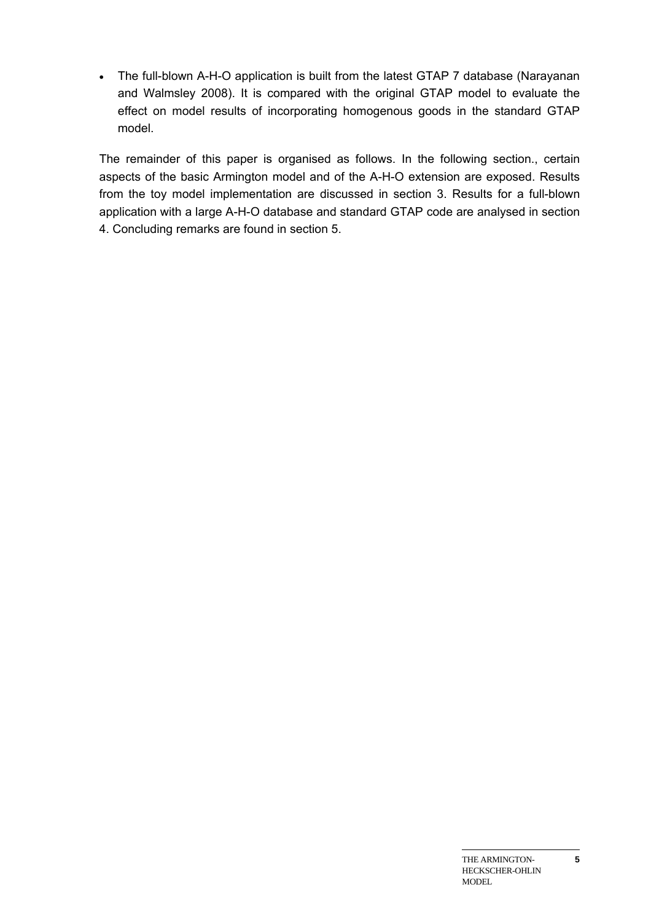- The full-blown A-H-O application is built from the latest GTAP 7 database (Narayanan and Walmsley 2008). It is compared with the original GTAP model to evaluate the effect on model results of incorporating homogenous goods in the standard GTAP model.

The remainder of this paper is organised as follows. In the following section., certain aspects of the basic Armington model and of the A-H-O extension are exposed. Results from the toy model implementation are discussed in section 3. Results for a full-blown application with a large A-H-O database and standard GTAP code are analysed in section 4. Concluding remarks are found in section 5.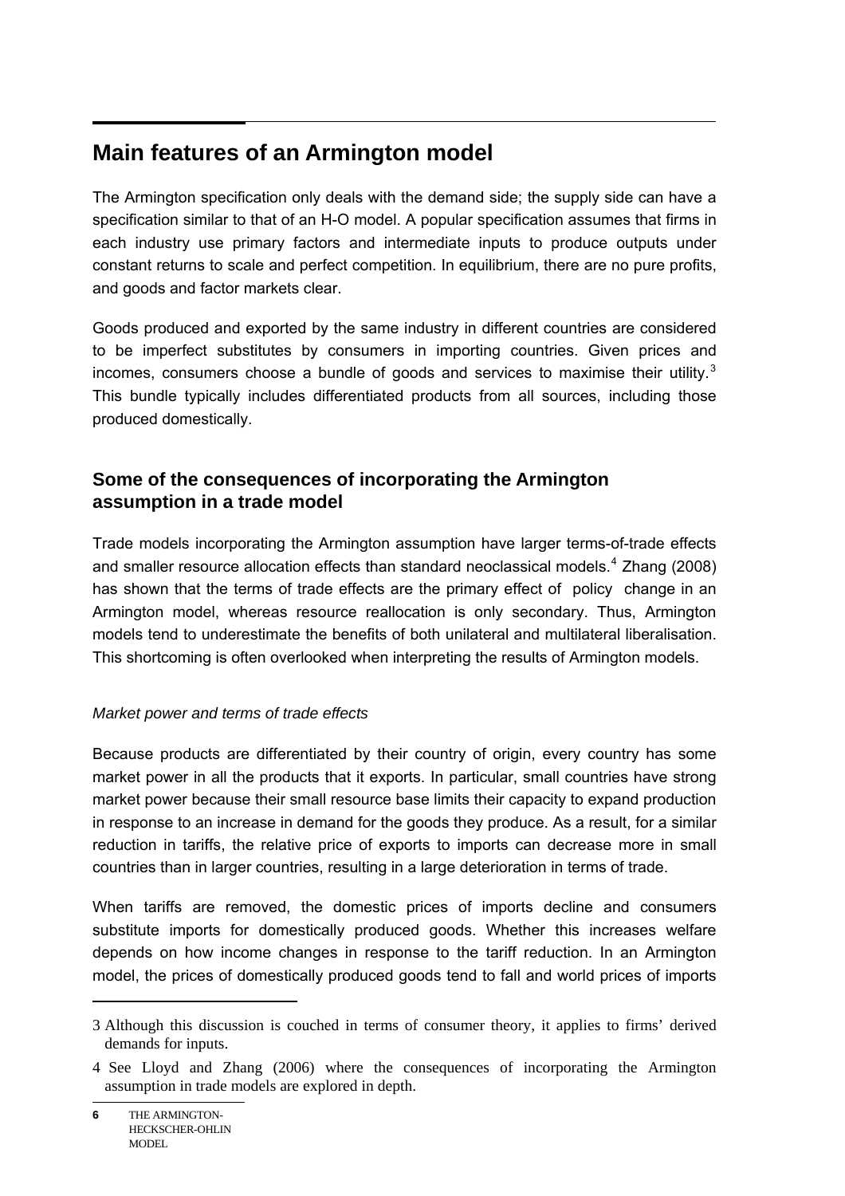# Main features of an Armington model

The Armington specification only deals with the demand side; the supply side can have a specification similar to that of an H-O model. A popular specification assumes that firms in each industry use primary factors and intermediate inputs to produce outputs under constant returns to scale and perfect competition. In equilibrium, there are no pure profits, and goods and factor markets clear.

Goods produced and exported by the same industry in different countries are considered to be imperfect substitutes by consumers in importing countries. Given prices and incomes, consumers choose a bundle of goods and services to maximise their utility.[3] This bundle typically includes differentiated products from all sources, including those produced domestically.

## Some of the consequences of incorporating the Armington assumption in a trade model

Trade models incorporating the Armington assumption have larger terms-of-trade effects and smaller resource allocation effects than standard neoclassical models.[4] Zhang (2008) has shown that the terms of trade effects are the primary effect of policy change in an Armington model, whereas resource reallocation is only secondary. Thus, Armington models tend to underestimate the benefits of both unilateral and multilateral liberalisation. This shortcoming is often overlooked when interpreting the results of Armington models.

*Market power and terms of trade effects*

Because products are differentiated by their country of origin, every country has some market power in all the products that it exports. In particular, small countries have strong market power because their small resource base limits their capacity to expand production in response to an increase in demand for the goods they produce. As a result, for a similar reduction in tariffs, the relative price of exports to imports can decrease more in small countries than in larger countries, resulting in a large deterioration in terms of trade.

When tariffs are removed, the domestic prices of imports decline and consumers substitute imports for domestically produced goods. Whether this increases welfare depends on how income changes in response to the tariff reduction. In an Armington model, the prices of domestically produced goods tend to fall and world prices of imports

---

3 Although this discussion is couched in terms of consumer theory, it applies to firms' derived demands for inputs.

4 See Lloyd and Zhang (2006) where the consequences of incorporating the Armington assumption in trade models are explored in depth.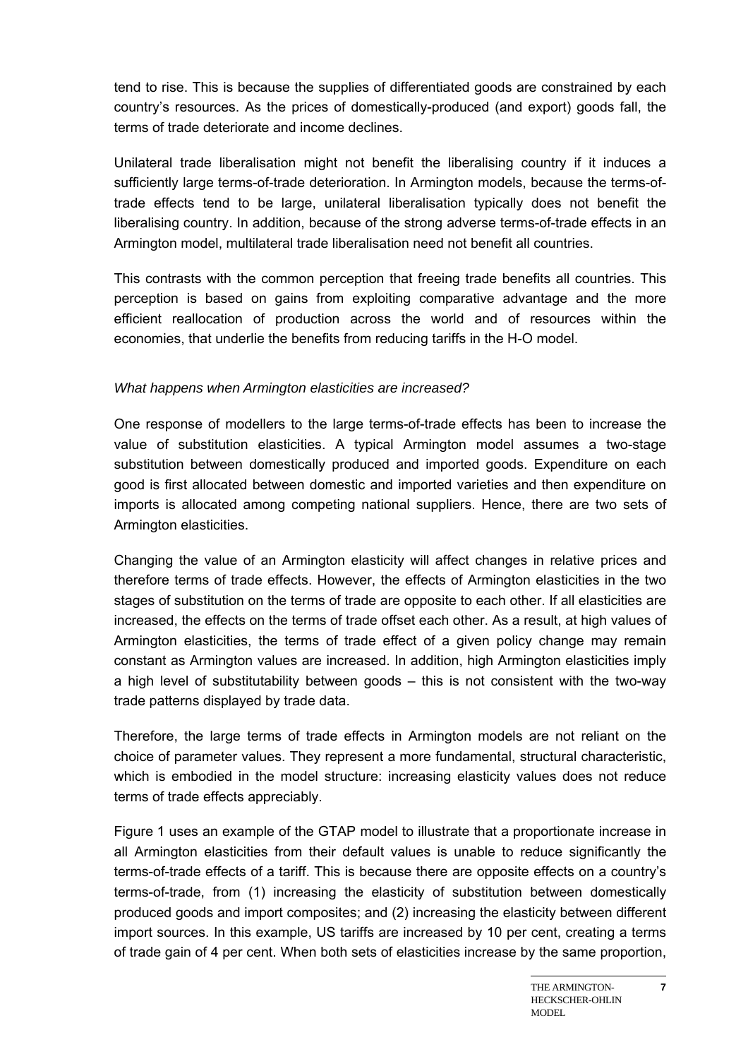tend to rise. This is because the supplies of differentiated goods are constrained by each country's resources. As the prices of domestically-produced (and export) goods fall, the terms of trade deteriorate and income declines.

Unilateral trade liberalisation might not benefit the liberalising country if it induces a sufficiently large terms-of-trade deterioration. In Armington models, because the terms-of-trade effects tend to be large, unilateral liberalisation typically does not benefit the liberalising country. In addition, because of the strong adverse terms-of-trade effects in an Armington model, multilateral trade liberalisation need not benefit all countries.

This contrasts with the common perception that freeing trade benefits all countries. This perception is based on gains from exploiting comparative advantage and the more efficient reallocation of production across the world and of resources within the economies, that underlie the benefits from reducing tariffs in the H-O model.

*What happens when Armington elasticities are increased?*

One response of modellers to the large terms-of-trade effects has been to increase the value of substitution elasticities. A typical Armington model assumes a two-stage substitution between domestically produced and imported goods. Expenditure on each good is first allocated between domestic and imported varieties and then expenditure on imports is allocated among competing national suppliers. Hence, there are two sets of Armington elasticities.

Changing the value of an Armington elasticity will affect changes in relative prices and therefore terms of trade effects. However, the effects of Armington elasticities in the two stages of substitution on the terms of trade are opposite to each other. If all elasticities are increased, the effects on the terms of trade offset each other. As a result, at high values of Armington elasticities, the terms of trade effect of a given policy change may remain constant as Armington values are increased. In addition, high Armington elasticities imply a high level of substitutability between goods – this is not consistent with the two-way trade patterns displayed by trade data.

Therefore, the large terms of trade effects in Armington models are not reliant on the choice of parameter values. They represent a more fundamental, structural characteristic, which is embodied in the model structure: increasing elasticity values does not reduce terms of trade effects appreciably.

Figure 1 uses an example of the GTAP model to illustrate that a proportionate increase in all Armington elasticities from their default values is unable to reduce significantly the terms-of-trade effects of a tariff. This is because there are opposite effects on a country's terms-of-trade, from (1) increasing the elasticity of substitution between domestically produced goods and import composites; and (2) increasing the elasticity between different import sources. In this example, US tariffs are increased by 10 per cent, creating a terms of trade gain of 4 per cent. When both sets of elasticities increase by the same proportion,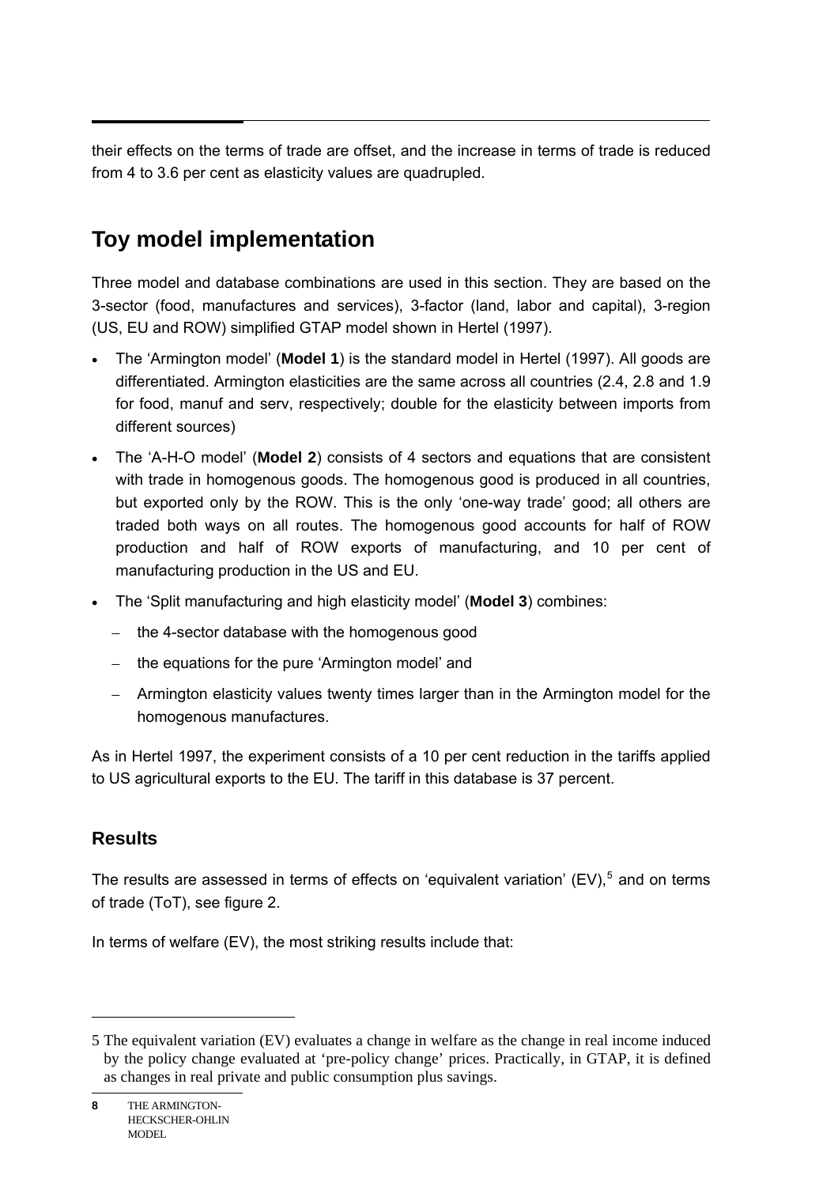their effects on the terms of trade are offset, and the increase in terms of trade is reduced from 4 to 3.6 per cent as elasticity values are quadrupled.

## Toy model implementation

Three model and database combinations are used in this section. They are based on the 3-sector (food, manufactures and services), 3-factor (land, labor and capital), 3-region (US, EU and ROW) simplified GTAP model shown in Hertel (1997).

- The 'Armington model' (**Model 1**) is the standard model in Hertel (1997). All goods are differentiated. Armington elasticities are the same across all countries (2.4, 2.8 and 1.9 for food, manuf and serv, respectively; double for the elasticity between imports from different sources)
- The 'A-H-O model' (**Model 2**) consists of 4 sectors and equations that are consistent with trade in homogenous goods. The homogenous good is produced in all countries, but exported only by the ROW. This is the only 'one-way trade' good; all others are traded both ways on all routes. The homogenous good accounts for half of ROW production and half of ROW exports of manufacturing, and 10 per cent of manufacturing production in the US and EU.
- The 'Split manufacturing and high elasticity model' (**Model 3**) combines:
  - the 4-sector database with the homogenous good
  - the equations for the pure 'Armington model' and
  - Armington elasticity values twenty times larger than in the Armington model for the homogenous manufactures.

As in Hertel 1997, the experiment consists of a 10 per cent reduction in the tariffs applied to US agricultural exports to the EU. The tariff in this database is 37 percent.

### Results

The results are assessed in terms of effects on 'equivalent variation' (EV),[5] and on terms of trade (ToT), see figure 2.

In terms of welfare (EV), the most striking results include that:

---

5 The equivalent variation (EV) evaluates a change in welfare as the change in real income induced by the policy change evaluated at 'pre-policy change' prices. Practically, in GTAP, it is defined as changes in real private and public consumption plus savings.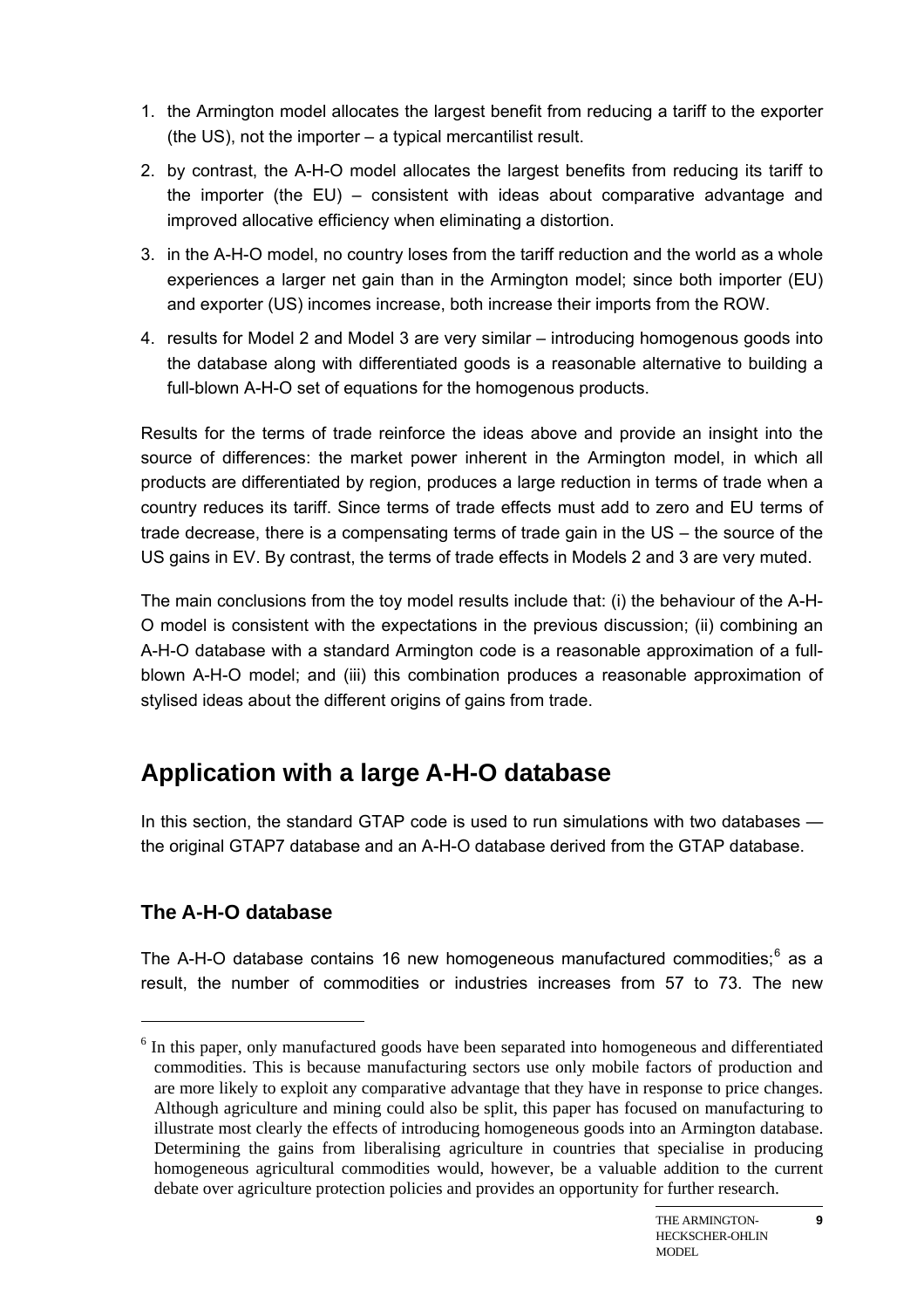1. the Armington model allocates the largest benefit from reducing a tariff to the exporter (the US), not the importer – a typical mercantilist result.
2. by contrast, the A-H-O model allocates the largest benefits from reducing its tariff to the importer (the EU) – consistent with ideas about comparative advantage and improved allocative efficiency when eliminating a distortion.
3. in the A-H-O model, no country loses from the tariff reduction and the world as a whole experiences a larger net gain than in the Armington model; since both importer (EU) and exporter (US) incomes increase, both increase their imports from the ROW.
4. results for Model 2 and Model 3 are very similar – introducing homogenous goods into the database along with differentiated goods is a reasonable alternative to building a full-blown A-H-O set of equations for the homogenous products.

Results for the terms of trade reinforce the ideas above and provide an insight into the source of differences: the market power inherent in the Armington model, in which all products are differentiated by region, produces a large reduction in terms of trade when a country reduces its tariff. Since terms of trade effects must add to zero and EU terms of trade decrease, there is a compensating terms of trade gain in the US – the source of the US gains in EV. By contrast, the terms of trade effects in Models 2 and 3 are very muted.

The main conclusions from the toy model results include that: (i) the behaviour of the A-H-O model is consistent with the expectations in the previous discussion; (ii) combining an A-H-O database with a standard Armington code is a reasonable approximation of a full-blown A-H-O model; and (iii) this combination produces a reasonable approximation of stylised ideas about the different origins of gains from trade.

## Application with a large A-H-O database

In this section, the standard GTAP code is used to run simulations with two databases — the original GTAP7 database and an A-H-O database derived from the GTAP database.

### The A-H-O database

The A-H-O database contains 16 new homogeneous manufactured commodities;[6] as a result, the number of commodities or industries increases from 57 to 73. The new

[6] In this paper, only manufactured goods have been separated into homogeneous and differentiated commodities. This is because manufacturing sectors use only mobile factors of production and are more likely to exploit any comparative advantage that they have in response to price changes. Although agriculture and mining could also be split, this paper has focused on manufacturing to illustrate most clearly the effects of introducing homogeneous goods into an Armington database. Determining the gains from liberalising agriculture in countries that specialise in producing homogeneous agricultural commodities would, however, be a valuable addition to the current debate over agriculture protection policies and provides an opportunity for further research.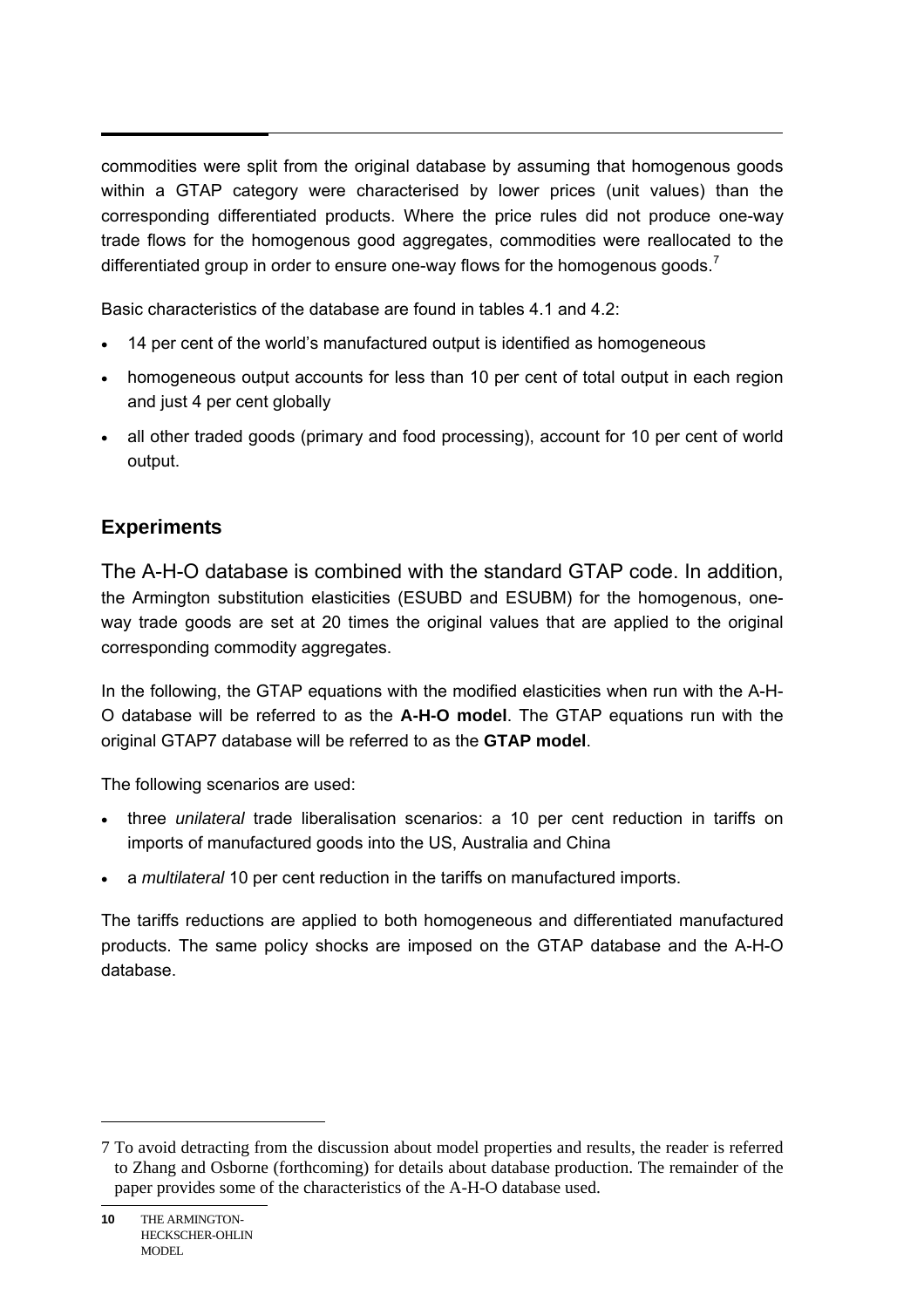commodities were split from the original database by assuming that homogenous goods within a GTAP category were characterised by lower prices (unit values) than the corresponding differentiated products. Where the price rules did not produce one-way trade flows for the homogenous good aggregates, commodities were reallocated to the differentiated group in order to ensure one-way flows for the homogenous goods.[7]

Basic characteristics of the database are found in tables 4.1 and 4.2:

- 14 per cent of the world's manufactured output is identified as homogeneous
- homogeneous output accounts for less than 10 per cent of total output in each region and just 4 per cent globally
- all other traded goods (primary and food processing), account for 10 per cent of world output.

## Experiments

The A-H-O database is combined with the standard GTAP code. In addition, the Armington substitution elasticities (ESUBD and ESUBM) for the homogenous, one-way trade goods are set at 20 times the original values that are applied to the original corresponding commodity aggregates.

In the following, the GTAP equations with the modified elasticities when run with the A-H-O database will be referred to as the **A-H-O model**. The GTAP equations run with the original GTAP7 database will be referred to as the **GTAP model**.

The following scenarios are used:

- three *unilateral* trade liberalisation scenarios: a 10 per cent reduction in tariffs on imports of manufactured goods into the US, Australia and China
- a *multilateral* 10 per cent reduction in the tariffs on manufactured imports.

The tariffs reductions are applied to both homogeneous and differentiated manufactured products. The same policy shocks are imposed on the GTAP database and the A-H-O database.

---

7 To avoid detracting from the discussion about model properties and results, the reader is referred to Zhang and Osborne (forthcoming) for details about database production. The remainder of the paper provides some of the characteristics of the A-H-O database used.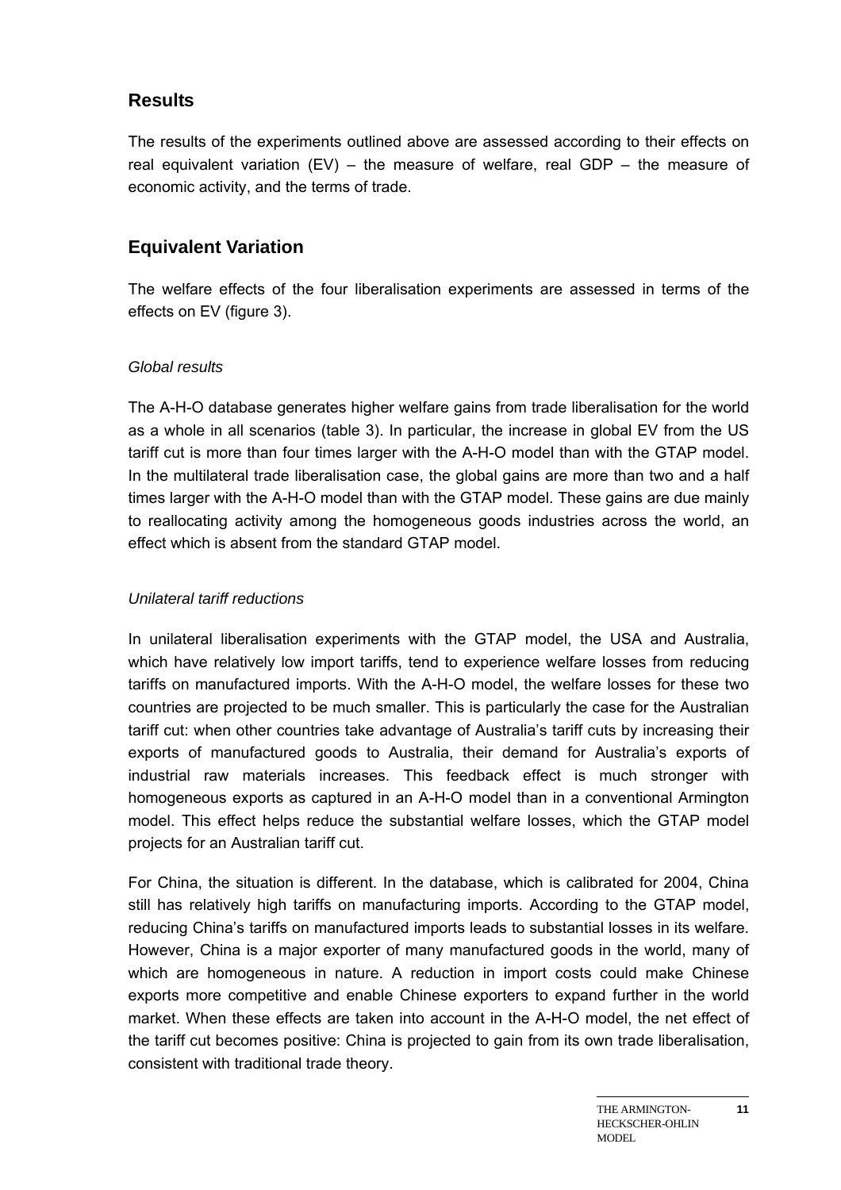## Results

The results of the experiments outlined above are assessed according to their effects on real equivalent variation (EV) – the measure of welfare, real GDP – the measure of economic activity, and the terms of trade.

## Equivalent Variation

The welfare effects of the four liberalisation experiments are assessed in terms of the effects on EV (figure 3).

*Global results*

The A-H-O database generates higher welfare gains from trade liberalisation for the world as a whole in all scenarios (table 3). In particular, the increase in global EV from the US tariff cut is more than four times larger with the A-H-O model than with the GTAP model. In the multilateral trade liberalisation case, the global gains are more than two and a half times larger with the A-H-O model than with the GTAP model. These gains are due mainly to reallocating activity among the homogeneous goods industries across the world, an effect which is absent from the standard GTAP model.

*Unilateral tariff reductions*

In unilateral liberalisation experiments with the GTAP model, the USA and Australia, which have relatively low import tariffs, tend to experience welfare losses from reducing tariffs on manufactured imports. With the A-H-O model, the welfare losses for these two countries are projected to be much smaller. This is particularly the case for the Australian tariff cut: when other countries take advantage of Australia's tariff cuts by increasing their exports of manufactured goods to Australia, their demand for Australia's exports of industrial raw materials increases. This feedback effect is much stronger with homogeneous exports as captured in an A-H-O model than in a conventional Armington model. This effect helps reduce the substantial welfare losses, which the GTAP model projects for an Australian tariff cut.

For China, the situation is different. In the database, which is calibrated for 2004, China still has relatively high tariffs on manufacturing imports. According to the GTAP model, reducing China's tariffs on manufactured imports leads to substantial losses in its welfare. However, China is a major exporter of many manufactured goods in the world, many of which are homogeneous in nature. A reduction in import costs could make Chinese exports more competitive and enable Chinese exporters to expand further in the world market. When these effects are taken into account in the A-H-O model, the net effect of the tariff cut becomes positive: China is projected to gain from its own trade liberalisation, consistent with traditional trade theory.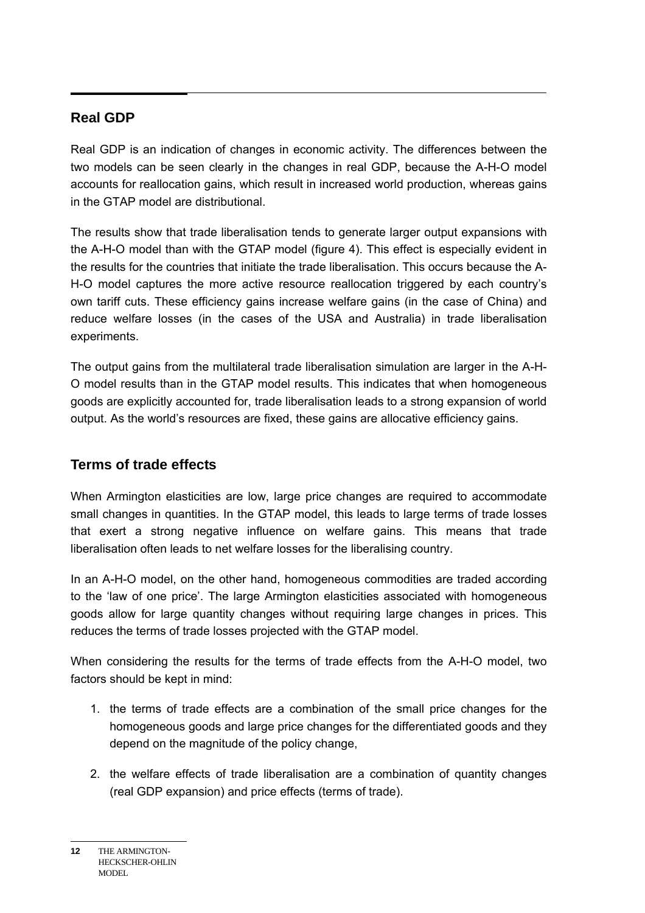## Real GDP

Real GDP is an indication of changes in economic activity. The differences between the two models can be seen clearly in the changes in real GDP, because the A-H-O model accounts for reallocation gains, which result in increased world production, whereas gains in the GTAP model are distributional.

The results show that trade liberalisation tends to generate larger output expansions with the A-H-O model than with the GTAP model (figure 4). This effect is especially evident in the results for the countries that initiate the trade liberalisation. This occurs because the A-H-O model captures the more active resource reallocation triggered by each country's own tariff cuts. These efficiency gains increase welfare gains (in the case of China) and reduce welfare losses (in the cases of the USA and Australia) in trade liberalisation experiments.

The output gains from the multilateral trade liberalisation simulation are larger in the A-H-O model results than in the GTAP model results. This indicates that when homogeneous goods are explicitly accounted for, trade liberalisation leads to a strong expansion of world output. As the world's resources are fixed, these gains are allocative efficiency gains.

## Terms of trade effects

When Armington elasticities are low, large price changes are required to accommodate small changes in quantities. In the GTAP model, this leads to large terms of trade losses that exert a strong negative influence on welfare gains. This means that trade liberalisation often leads to net welfare losses for the liberalising country.

In an A-H-O model, on the other hand, homogeneous commodities are traded according to the 'law of one price'. The large Armington elasticities associated with homogeneous goods allow for large quantity changes without requiring large changes in prices. This reduces the terms of trade losses projected with the GTAP model.

When considering the results for the terms of trade effects from the A-H-O model, two factors should be kept in mind:

1. the terms of trade effects are a combination of the small price changes for the homogeneous goods and large price changes for the differentiated goods and they depend on the magnitude of the policy change,
2. the welfare effects of trade liberalisation are a combination of quantity changes (real GDP expansion) and price effects (terms of trade).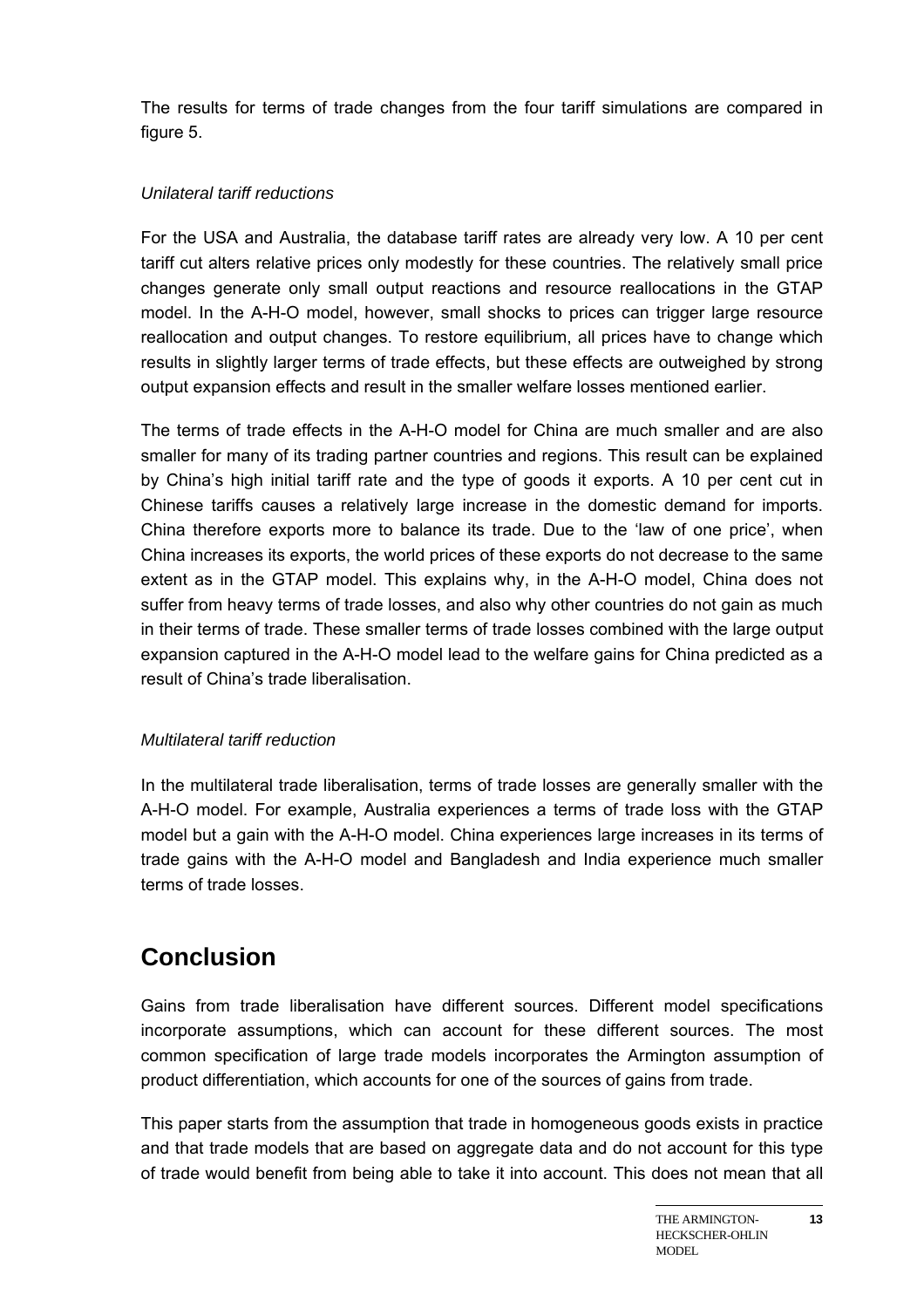The results for terms of trade changes from the four tariff simulations are compared in figure 5.

*Unilateral tariff reductions*

For the USA and Australia, the database tariff rates are already very low. A 10 per cent tariff cut alters relative prices only modestly for these countries. The relatively small price changes generate only small output reactions and resource reallocations in the GTAP model. In the A-H-O model, however, small shocks to prices can trigger large resource reallocation and output changes. To restore equilibrium, all prices have to change which results in slightly larger terms of trade effects, but these effects are outweighed by strong output expansion effects and result in the smaller welfare losses mentioned earlier.

The terms of trade effects in the A-H-O model for China are much smaller and are also smaller for many of its trading partner countries and regions. This result can be explained by China's high initial tariff rate and the type of goods it exports. A 10 per cent cut in Chinese tariffs causes a relatively large increase in the domestic demand for imports. China therefore exports more to balance its trade. Due to the 'law of one price', when China increases its exports, the world prices of these exports do not decrease to the same extent as in the GTAP model. This explains why, in the A-H-O model, China does not suffer from heavy terms of trade losses, and also why other countries do not gain as much in their terms of trade. These smaller terms of trade losses combined with the large output expansion captured in the A-H-O model lead to the welfare gains for China predicted as a result of China's trade liberalisation.

*Multilateral tariff reduction*

In the multilateral trade liberalisation, terms of trade losses are generally smaller with the A-H-O model. For example, Australia experiences a terms of trade loss with the GTAP model but a gain with the A-H-O model. China experiences large increases in its terms of trade gains with the A-H-O model and Bangladesh and India experience much smaller terms of trade losses.

## Conclusion

Gains from trade liberalisation have different sources. Different model specifications incorporate assumptions, which can account for these different sources. The most common specification of large trade models incorporates the Armington assumption of product differentiation, which accounts for one of the sources of gains from trade.

This paper starts from the assumption that trade in homogeneous goods exists in practice and that trade models that are based on aggregate data and do not account for this type of trade would benefit from being able to take it into account. This does not mean that all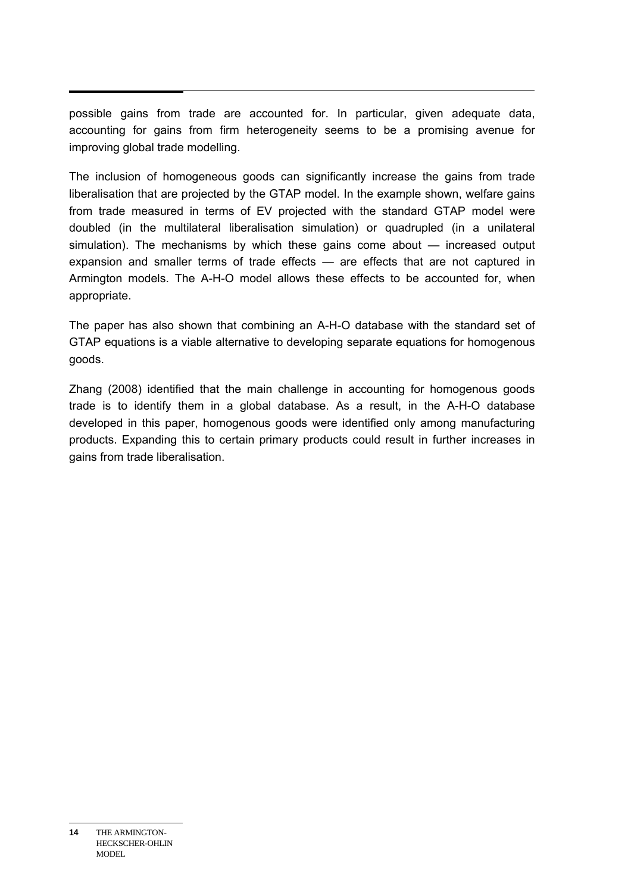possible gains from trade are accounted for. In particular, given adequate data, accounting for gains from firm heterogeneity seems to be a promising avenue for improving global trade modelling.

The inclusion of homogeneous goods can significantly increase the gains from trade liberalisation that are projected by the GTAP model. In the example shown, welfare gains from trade measured in terms of EV projected with the standard GTAP model were doubled (in the multilateral liberalisation simulation) or quadrupled (in a unilateral simulation). The mechanisms by which these gains come about — increased output expansion and smaller terms of trade effects — are effects that are not captured in Armington models. The A-H-O model allows these effects to be accounted for, when appropriate.

The paper has also shown that combining an A-H-O database with the standard set of GTAP equations is a viable alternative to developing separate equations for homogenous goods.

Zhang (2008) identified that the main challenge in accounting for homogenous goods trade is to identify them in a global database. As a result, in the A-H-O database developed in this paper, homogenous goods were identified only among manufacturing products. Expanding this to certain primary products could result in further increases in gains from trade liberalisation.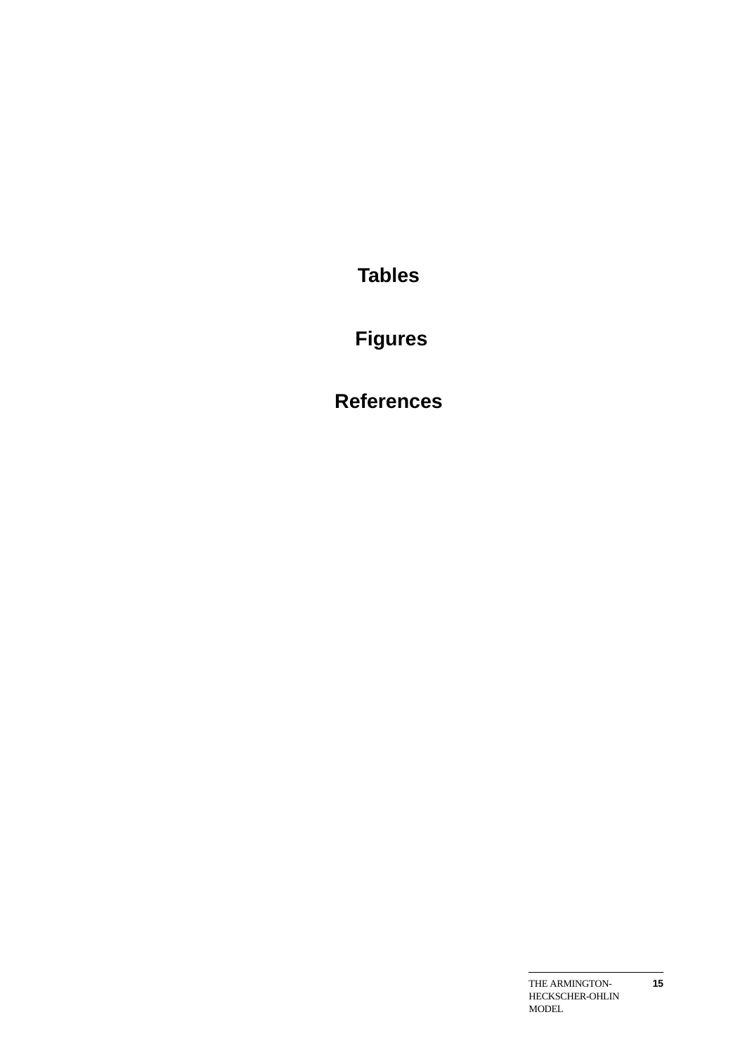# Tables

# Figures

# References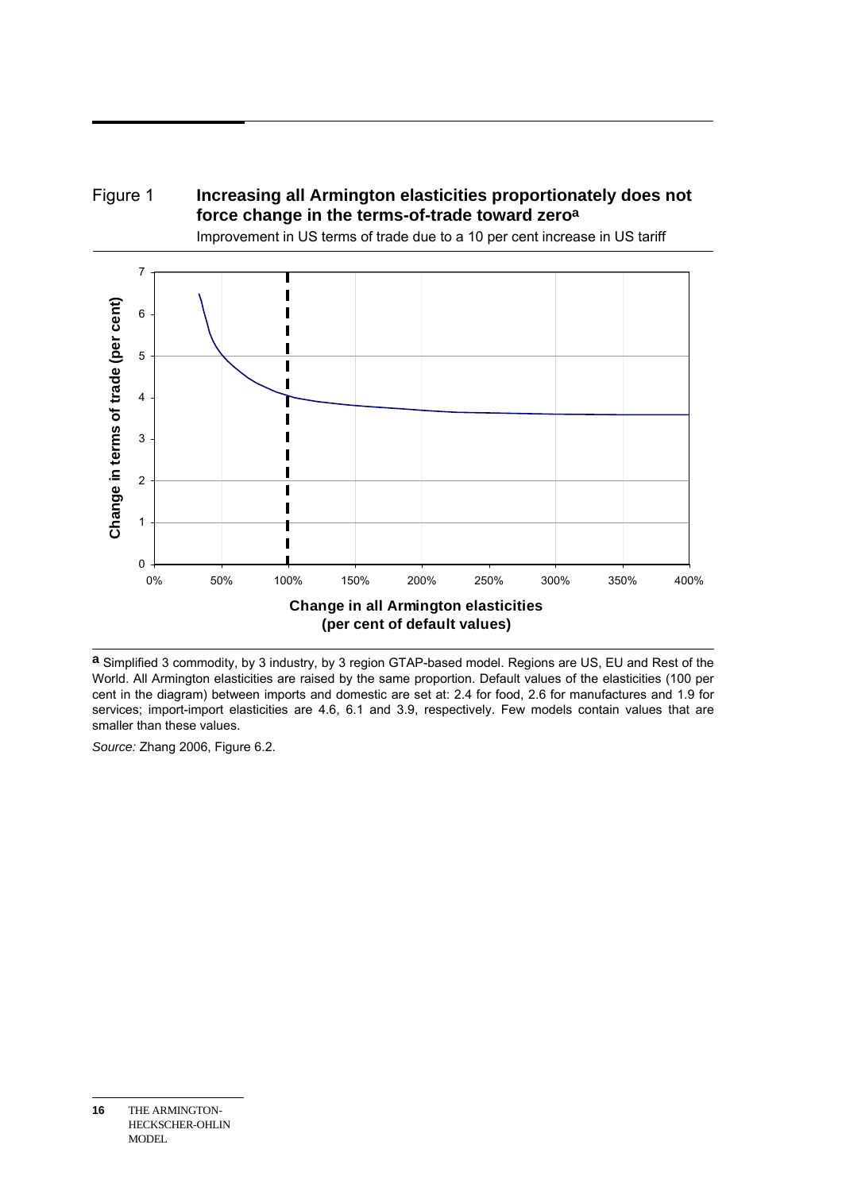Figure 1 **Increasing all Armington elasticities proportionately does not force change in the terms-of-trade toward zero**[a]

Improvement in US terms of trade due to a 10 per cent increase in US tariff

**a** Simplified 3 commodity, by 3 industry, by 3 region GTAP-based model. Regions are US, EU and Rest of the World. All Armington elasticities are raised by the same proportion. Default values of the elasticities (100 per cent in the diagram) between imports and domestic are set at: 2.4 for food, 2.6 for manufactures and 1.9 for services; import-import elasticities are 4.6, 6.1 and 3.9, respectively. Few models contain values that are smaller than these values.

*Source:* Zhang 2006, Figure 6.2.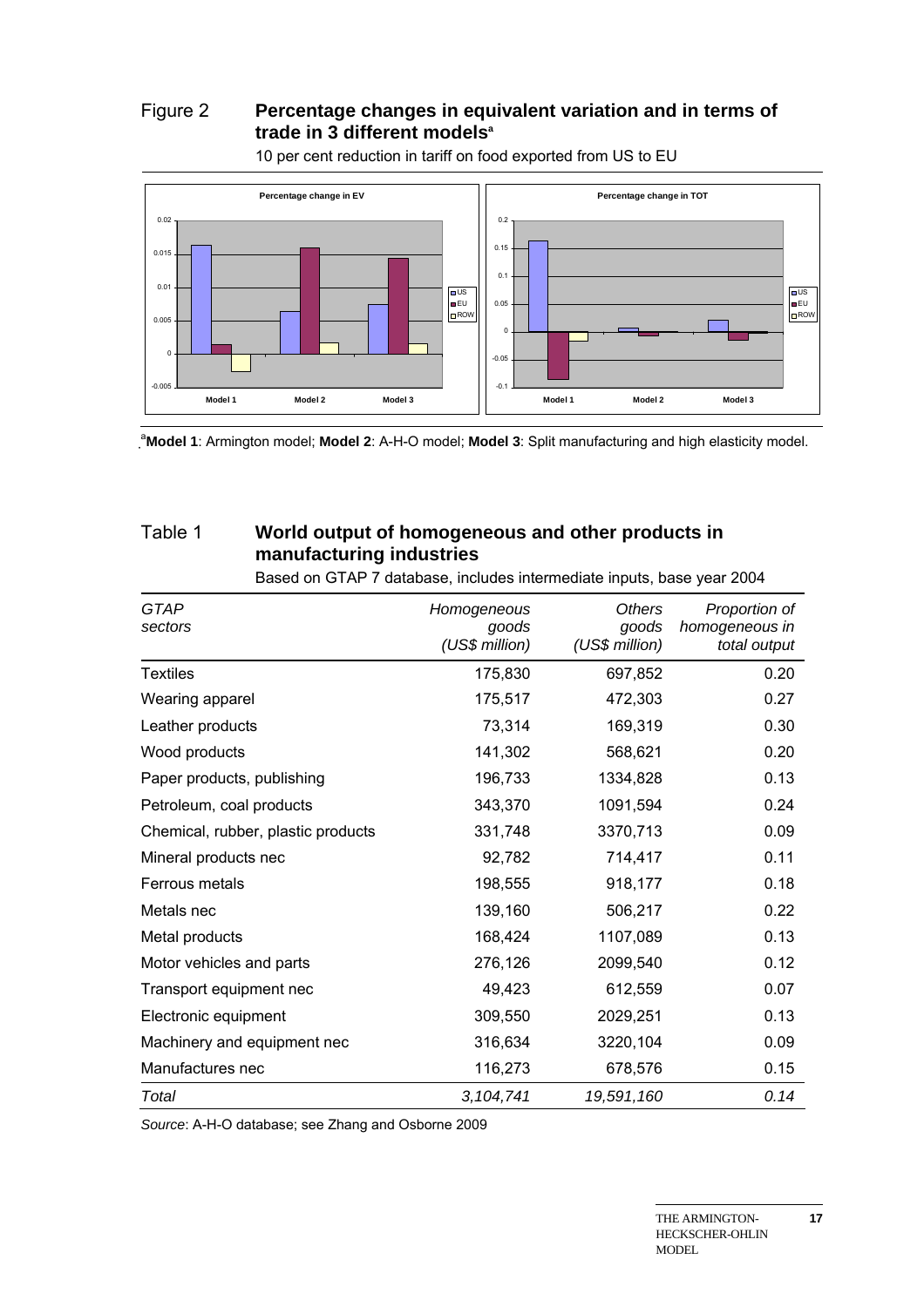## Figure 2 Percentage changes in equivalent variation and in terms of trade in 3 different models[a]

10 per cent reduction in tariff on food exported from US to EU

[a]**Model 1**: Armington model; **Model 2**: A-H-O model; **Model 3**: Split manufacturing and high elasticity model.

## Table 1 World output of homogeneous and other products in manufacturing industries

Based on GTAP 7 database, includes intermediate inputs, base year 2004

| *GTAP sectors* | *Homogeneous goods (US$ million)* | *Others goods (US$ million)* | *Proportion of homogeneous in total output* |
|---|---:|---:|---:|
| Textiles | 175,830 | 697,852 | 0.20 |
| Wearing apparel | 175,517 | 472,303 | 0.27 |
| Leather products | 73,314 | 169,319 | 0.30 |
| Wood products | 141,302 | 568,621 | 0.20 |
| Paper products, publishing | 196,733 | 1334,828 | 0.13 |
| Petroleum, coal products | 343,370 | 1091,594 | 0.24 |
| Chemical, rubber, plastic products | 331,748 | 3370,713 | 0.09 |
| Mineral products nec | 92,782 | 714,417 | 0.11 |
| Ferrous metals | 198,555 | 918,177 | 0.18 |
| Metals nec | 139,160 | 506,217 | 0.22 |
| Metal products | 168,424 | 1107,089 | 0.13 |
| Motor vehicles and parts | 276,126 | 2099,540 | 0.12 |
| Transport equipment nec | 49,423 | 612,559 | 0.07 |
| Electronic equipment | 309,550 | 2029,251 | 0.13 |
| Machinery and equipment nec | 316,634 | 3220,104 | 0.09 |
| Manufactures nec | 116,273 | 678,576 | 0.15 |
| *Total* | *3,104,741* | *19,591,160* | *0.14* |

*Source*: A-H-O database; see Zhang and Osborne 2009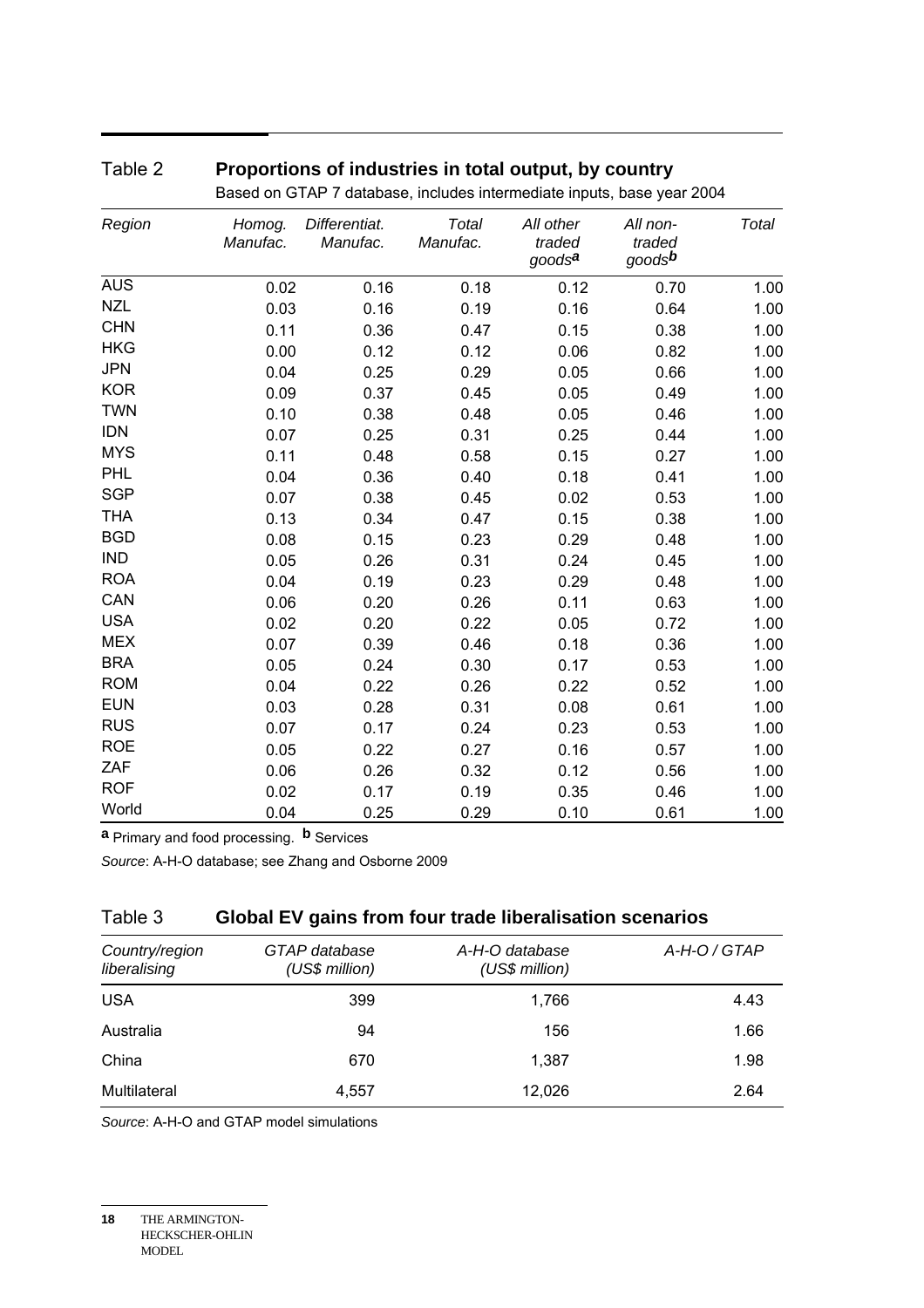Table 2 **Proportions of industries in total output, by country**

Based on GTAP 7 database, includes intermediate inputs, base year 2004

| *Region* | *Homog. Manufac.* | *Differentiat. Manufac.* | *Total Manufac.* | *All other traded goods*[a] | *All non-traded goods*[b] | *Total* |
|---|---|---|---|---|---|---|
| AUS | 0.02 | 0.16 | 0.18 | 0.12 | 0.70 | 1.00 |
| NZL | 0.03 | 0.16 | 0.19 | 0.16 | 0.64 | 1.00 |
| CHN | 0.11 | 0.36 | 0.47 | 0.15 | 0.38 | 1.00 |
| HKG | 0.00 | 0.12 | 0.12 | 0.06 | 0.82 | 1.00 |
| JPN | 0.04 | 0.25 | 0.29 | 0.05 | 0.66 | 1.00 |
| KOR | 0.09 | 0.37 | 0.45 | 0.05 | 0.49 | 1.00 |
| TWN | 0.10 | 0.38 | 0.48 | 0.05 | 0.46 | 1.00 |
| IDN | 0.07 | 0.25 | 0.31 | 0.25 | 0.44 | 1.00 |
| MYS | 0.11 | 0.48 | 0.58 | 0.15 | 0.27 | 1.00 |
| PHL | 0.04 | 0.36 | 0.40 | 0.18 | 0.41 | 1.00 |
| SGP | 0.07 | 0.38 | 0.45 | 0.02 | 0.53 | 1.00 |
| THA | 0.13 | 0.34 | 0.47 | 0.15 | 0.38 | 1.00 |
| BGD | 0.08 | 0.15 | 0.23 | 0.29 | 0.48 | 1.00 |
| IND | 0.05 | 0.26 | 0.31 | 0.24 | 0.45 | 1.00 |
| ROA | 0.04 | 0.19 | 0.23 | 0.29 | 0.48 | 1.00 |
| CAN | 0.06 | 0.20 | 0.26 | 0.11 | 0.63 | 1.00 |
| USA | 0.02 | 0.20 | 0.22 | 0.05 | 0.72 | 1.00 |
| MEX | 0.07 | 0.39 | 0.46 | 0.18 | 0.36 | 1.00 |
| BRA | 0.05 | 0.24 | 0.30 | 0.17 | 0.53 | 1.00 |
| ROM | 0.04 | 0.22 | 0.26 | 0.22 | 0.52 | 1.00 |
| EUN | 0.03 | 0.28 | 0.31 | 0.08 | 0.61 | 1.00 |
| RUS | 0.07 | 0.17 | 0.24 | 0.23 | 0.53 | 1.00 |
| ROE | 0.05 | 0.22 | 0.27 | 0.16 | 0.57 | 1.00 |
| ZAF | 0.06 | 0.26 | 0.32 | 0.12 | 0.56 | 1.00 |
| ROF | 0.02 | 0.17 | 0.19 | 0.35 | 0.46 | 1.00 |
| World | 0.04 | 0.25 | 0.29 | 0.10 | 0.61 | 1.00 |

**a** Primary and food processing. **b** Services

*Source*: A-H-O database; see Zhang and Osborne 2009

Table 3 **Global EV gains from four trade liberalisation scenarios**

| *Country/region liberalising* | *GTAP database (US$ million)* | *A-H-O database (US$ million)* | *A-H-O / GTAP* |
|---|---|---|---|
| USA | 399 | 1,766 | 4.43 |
| Australia | 94 | 156 | 1.66 |
| China | 670 | 1,387 | 1.98 |
| Multilateral | 4,557 | 12,026 | 2.64 |

*Source*: A-H-O and GTAP model simulations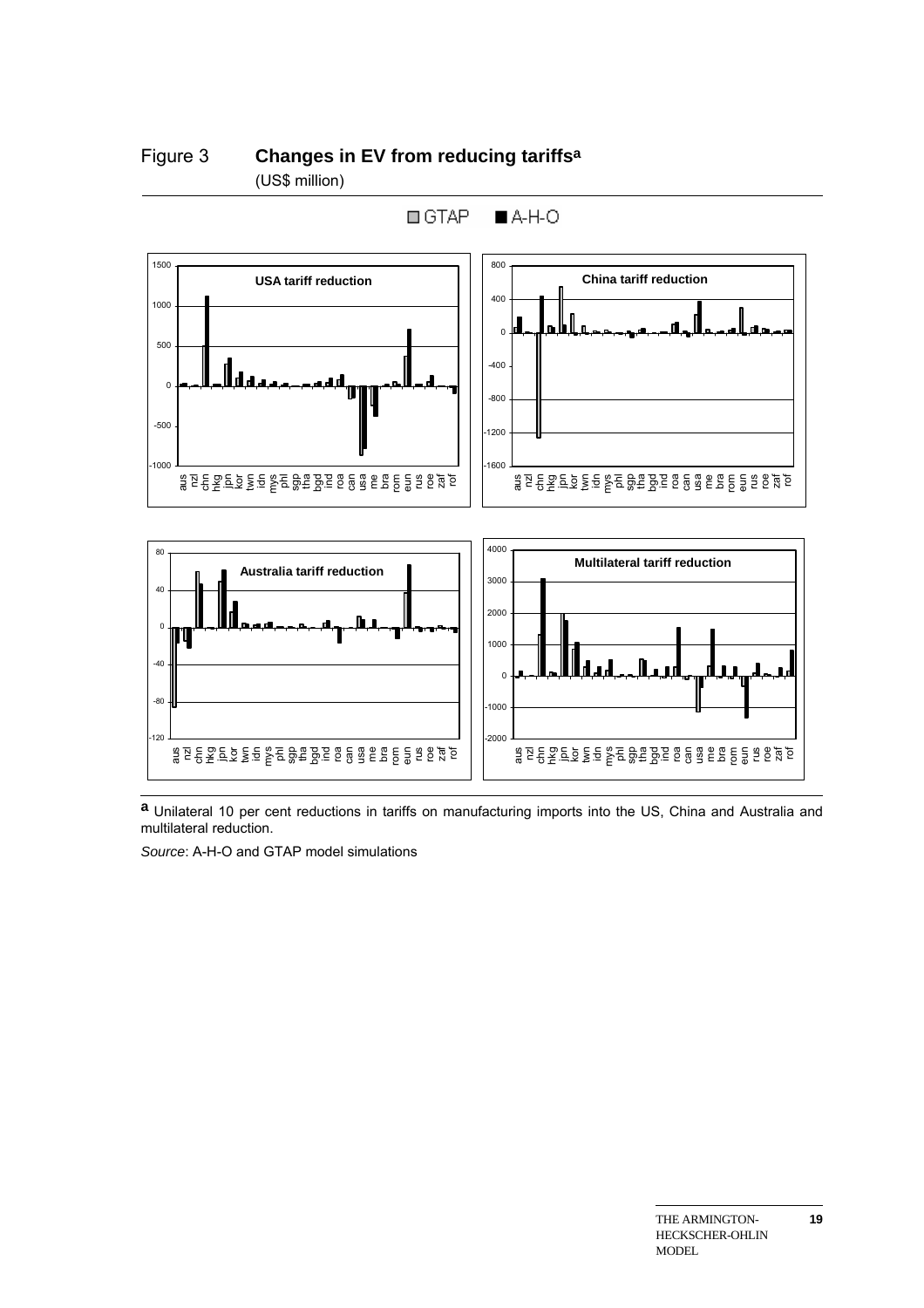## Figure 3 **Changes in EV from reducing tariffs**[a]

(US$ million)

[a] Unilateral 10 per cent reductions in tariffs on manufacturing imports into the US, China and Australia and multilateral reduction.

*Source*: A-H-O and GTAP model simulations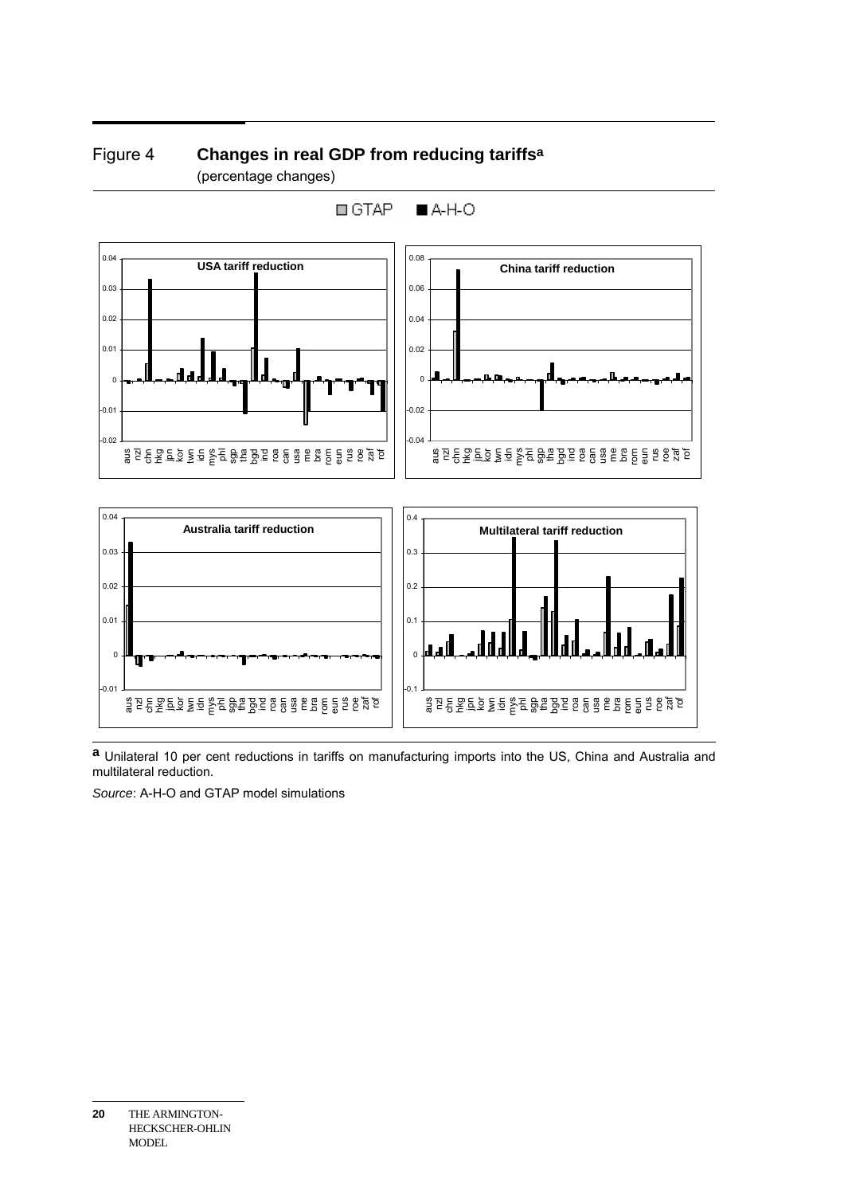## Figure 4 **Changes in real GDP from reducing tariffs[a]**

(percentage changes)

[a] Unilateral 10 per cent reductions in tariffs on manufacturing imports into the US, China and Australia and multilateral reduction.

*Source*: A-H-O and GTAP model simulations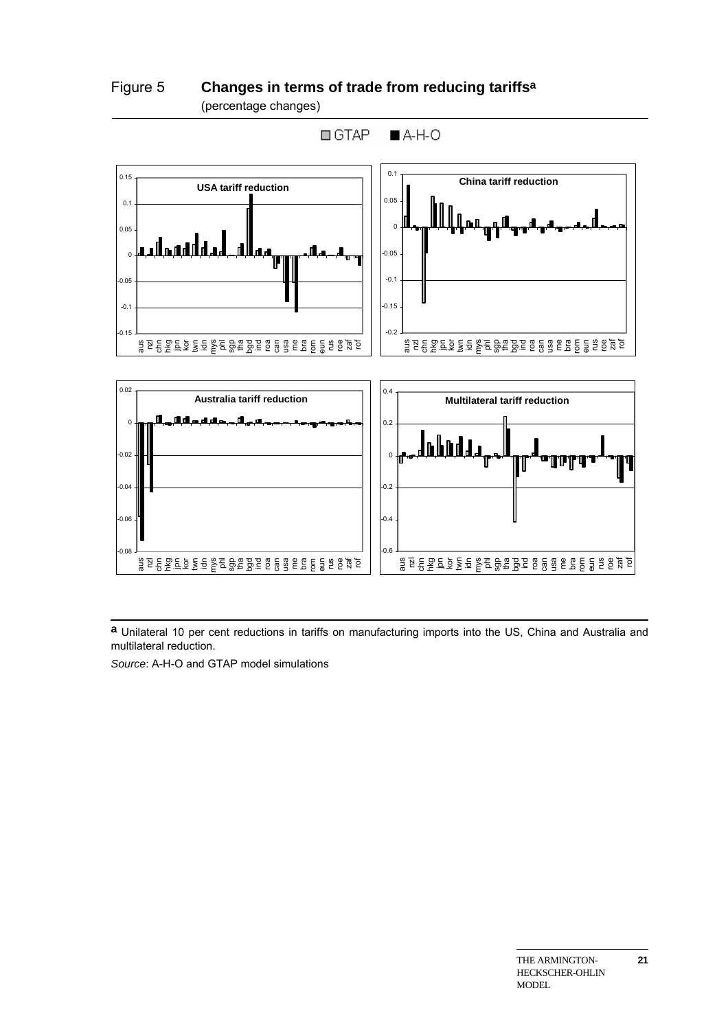## Figure 5 Changes in terms of trade from reducing tariffs[a]

(percentage changes)

[a] Unilateral 10 per cent reductions in tariffs on manufacturing imports into the US, China and Australia and multilateral reduction.

*Source*: A-H-O and GTAP model simulations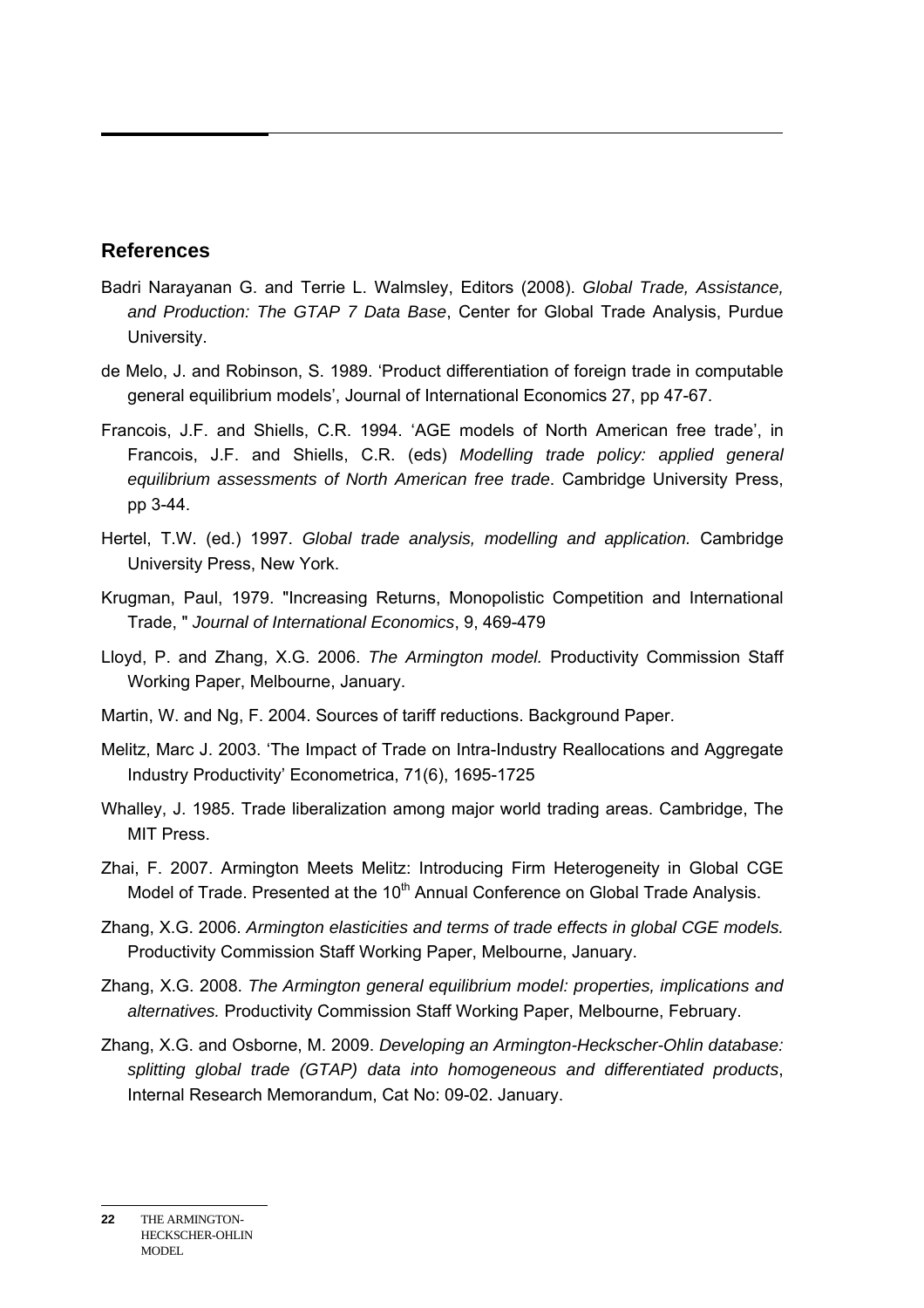## References

Badri Narayanan G. and Terrie L. Walmsley, Editors (2008). *Global Trade, Assistance, and Production: The GTAP 7 Data Base*, Center for Global Trade Analysis, Purdue University.

de Melo, J. and Robinson, S. 1989. 'Product differentiation of foreign trade in computable general equilibrium models', Journal of International Economics 27, pp 47-67.

Francois, J.F. and Shiells, C.R. 1994. 'AGE models of North American free trade', in Francois, J.F. and Shiells, C.R. (eds) *Modelling trade policy: applied general equilibrium assessments of North American free trade*. Cambridge University Press, pp 3-44.

Hertel, T.W. (ed.) 1997. *Global trade analysis, modelling and application.* Cambridge University Press, New York.

Krugman, Paul, 1979. "Increasing Returns, Monopolistic Competition and International Trade, " *Journal of International Economics*, 9, 469-479

Lloyd, P. and Zhang, X.G. 2006. *The Armington model.* Productivity Commission Staff Working Paper, Melbourne, January.

Martin, W. and Ng, F. 2004. Sources of tariff reductions. Background Paper.

Melitz, Marc J. 2003. 'The Impact of Trade on Intra-Industry Reallocations and Aggregate Industry Productivity' Econometrica, 71(6), 1695-1725

Whalley, J. 1985. Trade liberalization among major world trading areas. Cambridge, The MIT Press.

Zhai, F. 2007. Armington Meets Melitz: Introducing Firm Heterogeneity in Global CGE Model of Trade. Presented at the 10th Annual Conference on Global Trade Analysis.

Zhang, X.G. 2006. *Armington elasticities and terms of trade effects in global CGE models.* Productivity Commission Staff Working Paper, Melbourne, January.

Zhang, X.G. 2008. *The Armington general equilibrium model: properties, implications and alternatives.* Productivity Commission Staff Working Paper, Melbourne, February.

Zhang, X.G. and Osborne, M. 2009. *Developing an Armington-Heckscher-Ohlin database: splitting global trade (GTAP) data into homogeneous and differentiated products*, Internal Research Memorandum, Cat No: 09-02. January.